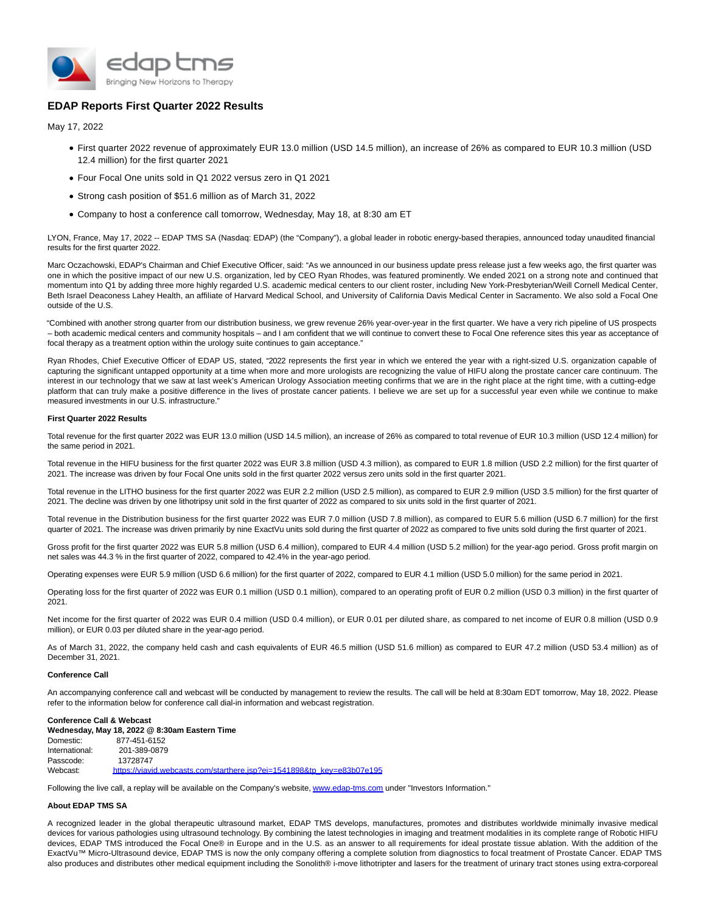# EDAP Reports First Quarter 2022 Results

May 17, 2022

- First quarter 2022 revenue of approximately EUR 13.0 million (USD 14.5 million), an increase of 26% as compared to EUR 10.3 million (USD 12.4 million) for the first quarter 2021
- Four Focal One units sold in Q1 2022 versus zero in Q1 2021
- Strong cash position of $51.6 million as of March 31, 2022
- Company to host a conference call tomorrow, Wednesday, May 18, at 8:30 am ET

LYON, France, May 17, 2022 -- EDAP TMS SA (Nasdaq: EDAP) (the "Company"), a global leader in robotic energy-based therapies, announced today unaudited financial results for the first quarter 2022.

Marc Oczachowski, EDAP's Chairman and Chief Executive Officer, said: "As we announced in our business update press release just a few weeks ago, the first quarter was one in which the positive impact of our new U.S. organization, led by CEO Ryan Rhodes, was featured prominently. We ended 2021 on a strong note and continued that momentum into Q1 by adding three more highly regarded U.S. academic medical centers to our client roster, including New York-Presbyterian/Weill Cornell Medical Center, Beth Israel Deaconess Lahey Health, an affiliate of Harvard Medical School, and University of California Davis Medical Center in Sacramento. We also sold a Focal One outside of the U.S.

"Combined with another strong quarter from our distribution business, we grew revenue 26% year-over-year in the first quarter. We have a very rich pipeline of US prospects – both academic medical centers and community hospitals – and I am confident that we will continue to convert these to Focal One reference sites this year as acceptance of focal therapy as a treatment option within the urology suite continues to gain acceptance."

Ryan Rhodes, Chief Executive Officer of EDAP US, stated, "2022 represents the first year in which we entered the year with a right-sized U.S. organization capable of capturing the significant untapped opportunity at a time when more and more urologists are recognizing the value of HIFU along the prostate cancer care continuum. The interest in our technology that we saw at last week's American Urology Association meeting confirms that we are in the right place at the right time, with a cutting-edge platform that can truly make a positive difference in the lives of prostate cancer patients. I believe we are set up for a successful year even while we continue to make measured investments in our U.S. infrastructure."

**First Quarter 2022 Results**

Total revenue for the first quarter 2022 was EUR 13.0 million (USD 14.5 million), an increase of 26% as compared to total revenue of EUR 10.3 million (USD 12.4 million) for the same period in 2021.

Total revenue in the HIFU business for the first quarter 2022 was EUR 3.8 million (USD 4.3 million), as compared to EUR 1.8 million (USD 2.2 million) for the first quarter of 2021. The increase was driven by four Focal One units sold in the first quarter 2022 versus zero units sold in the first quarter 2021.

Total revenue in the LITHO business for the first quarter 2022 was EUR 2.2 million (USD 2.5 million), as compared to EUR 2.9 million (USD 3.5 million) for the first quarter of 2021. The decline was driven by one lithotripsy unit sold in the first quarter of 2022 as compared to six units sold in the first quarter of 2021.

Total revenue in the Distribution business for the first quarter 2022 was EUR 7.0 million (USD 7.8 million), as compared to EUR 5.6 million (USD 6.7 million) for the first quarter of 2021. The increase was driven primarily by nine ExactVu units sold during the first quarter of 2022 as compared to five units sold during the first quarter of 2021.

Gross profit for the first quarter 2022 was EUR 5.8 million (USD 6.4 million), compared to EUR 4.4 million (USD 5.2 million) for the year-ago period. Gross profit margin on net sales was 44.3 % in the first quarter of 2022, compared to 42.4% in the year-ago period.

Operating expenses were EUR 5.9 million (USD 6.6 million) for the first quarter of 2022, compared to EUR 4.1 million (USD 5.0 million) for the same period in 2021.

Operating loss for the first quarter of 2022 was EUR 0.1 million (USD 0.1 million), compared to an operating profit of EUR 0.2 million (USD 0.3 million) in the first quarter of 2021.

Net income for the first quarter of 2022 was EUR 0.4 million (USD 0.4 million), or EUR 0.01 per diluted share, as compared to net income of EUR 0.8 million (USD 0.9 million), or EUR 0.03 per diluted share in the year-ago period.

As of March 31, 2022, the company held cash and cash equivalents of EUR 46.5 million (USD 51.6 million) as compared to EUR 47.2 million (USD 53.4 million) as of December 31, 2021.

**Conference Call**

An accompanying conference call and webcast will be conducted by management to review the results. The call will be held at 8:30am EDT tomorrow, May 18, 2022. Please refer to the information below for conference call dial-in information and webcast registration.

**Conference Call & Webcast**
**Wednesday, May 18, 2022 @ 8:30am Eastern Time**

Domestic: 877-451-6152
International: 201-389-0879
Passcode: 13728747
Webcast: https://viavid.webcasts.com/starthere.jsp?ei=1541898&tp_key=e83b07e195

Following the live call, a replay will be available on the Company's website, www.edap-tms.com under "Investors Information."

**About EDAP TMS SA**

A recognized leader in the global therapeutic ultrasound market, EDAP TMS develops, manufactures, promotes and distributes worldwide minimally invasive medical devices for various pathologies using ultrasound technology. By combining the latest technologies in imaging and treatment modalities in its complete range of Robotic HIFU devices, EDAP TMS introduced the Focal One® in Europe and in the U.S. as an answer to all requirements for ideal prostate tissue ablation. With the addition of the ExactVu™ Micro-Ultrasound device, EDAP TMS is now the only company offering a complete solution from diagnostics to focal treatment of Prostate Cancer. EDAP TMS also produces and distributes other medical equipment including the Sonolith® i-move lithotripter and lasers for the treatment of urinary tract stones using extra-corporeal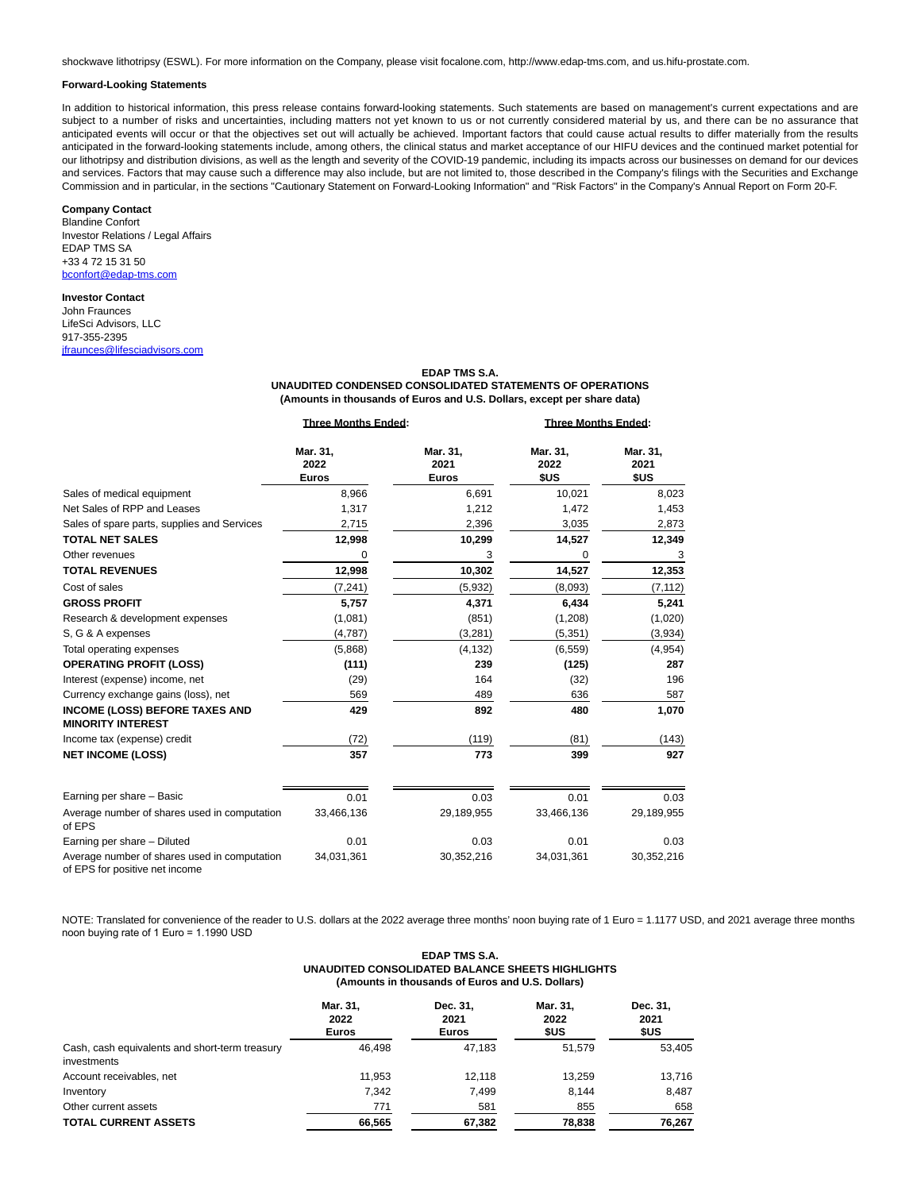shockwave lithotripsy (ESWL). For more information on the Company, please visit focalone.com, http://www.edap-tms.com, and us.hifu-prostate.com.

**Forward-Looking Statements**

In addition to historical information, this press release contains forward-looking statements. Such statements are based on management's current expectations and are subject to a number of risks and uncertainties, including matters not yet known to us or not currently considered material by us, and there can be no assurance that anticipated events will occur or that the objectives set out will actually be achieved. Important factors that could cause actual results to differ materially from the results anticipated in the forward-looking statements include, among others, the clinical status and market acceptance of our HIFU devices and the continued market potential for our lithotripsy and distribution divisions, as well as the length and severity of the COVID-19 pandemic, including its impacts across our businesses on demand for our devices and services. Factors that may cause such a difference may also include, but are not limited to, those described in the Company's filings with the Securities and Exchange Commission and in particular, in the sections "Cautionary Statement on Forward-Looking Information" and "Risk Factors" in the Company's Annual Report on Form 20-F.

**Company Contact**
Blandine Confort
Investor Relations / Legal Affairs
EDAP TMS SA
+33 4 72 15 31 50
bconfort@edap-tms.com

**Investor Contact**
John Fraunces
LifeSci Advisors, LLC
917-355-2395
jfraunces@lifesciadvisors.com

**EDAP TMS S.A.**
**UNAUDITED CONDENSED CONSOLIDATED STATEMENTS OF OPERATIONS**
**(Amounts in thousands of Euros and U.S. Dollars, except per share data)**

| | **Three Months Ended:** | | **Three Months Ended:** | |
|---|---|---|---|---|
| | **Mar. 31, 2022 Euros** | **Mar. 31, 2021 Euros** | **Mar. 31, 2022 $US** | **Mar. 31, 2021 $US** |
| Sales of medical equipment | 8,966 | 6,691 | 10,021 | 8,023 |
| Net Sales of RPP and Leases | 1,317 | 1,212 | 1,472 | 1,453 |
| Sales of spare parts, supplies and Services | 2,715 | 2,396 | 3,035 | 2,873 |
| **TOTAL NET SALES** | **12,998** | **10,299** | **14,527** | **12,349** |
| Other revenues | 0 | 3 | 0 | 3 |
| **TOTAL REVENUES** | **12,998** | **10,302** | **14,527** | **12,353** |
| Cost of sales | (7,241) | (5,932) | (8,093) | (7,112) |
| **GROSS PROFIT** | **5,757** | **4,371** | **6,434** | **5,241** |
| Research & development expenses | (1,081) | (851) | (1,208) | (1,020) |
| S, G & A expenses | (4,787) | (3,281) | (5,351) | (3,934) |
| Total operating expenses | (5,868) | (4,132) | (6,559) | (4,954) |
| **OPERATING PROFIT (LOSS)** | **(111)** | **239** | **(125)** | **287** |
| Interest (expense) income, net | (29) | 164 | (32) | 196 |
| Currency exchange gains (loss), net | 569 | 489 | 636 | 587 |
| **INCOME (LOSS) BEFORE TAXES AND MINORITY INTEREST** | **429** | **892** | **480** | **1,070** |
| Income tax (expense) credit | (72) | (119) | (81) | (143) |
| **NET INCOME (LOSS)** | **357** | **773** | **399** | **927** |
| Earning per share – Basic | 0.01 | 0.03 | 0.01 | 0.03 |
| Average number of shares used in computation of EPS | 33,466,136 | 29,189,955 | 33,466,136 | 29,189,955 |
| Earning per share – Diluted | 0.01 | 0.03 | 0.01 | 0.03 |
| Average number of shares used in computation of EPS for positive net income | 34,031,361 | 30,352,216 | 34,031,361 | 30,352,216 |

NOTE: Translated for convenience of the reader to U.S. dollars at the 2022 average three months' noon buying rate of 1 Euro = 1.1177 USD, and 2021 average three months noon buying rate of 1 Euro = 1.1990 USD

**EDAP TMS S.A.**
**UNAUDITED CONSOLIDATED BALANCE SHEETS HIGHLIGHTS**
**(Amounts in thousands of Euros and U.S. Dollars)**

| | **Mar. 31, 2022 Euros** | **Dec. 31, 2021 Euros** | **Mar. 31, 2022 $US** | **Dec. 31, 2021 $US** |
|---|---|---|---|---|
| Cash, cash equivalents and short-term treasury investments | 46,498 | 47,183 | 51,579 | 53,405 |
| Account receivables, net | 11,953 | 12,118 | 13,259 | 13,716 |
| Inventory | 7,342 | 7,499 | 8,144 | 8,487 |
| Other current assets | 771 | 581 | 855 | 658 |
| **TOTAL CURRENT ASSETS** | **66,565** | **67,382** | **78,838** | **76,267** |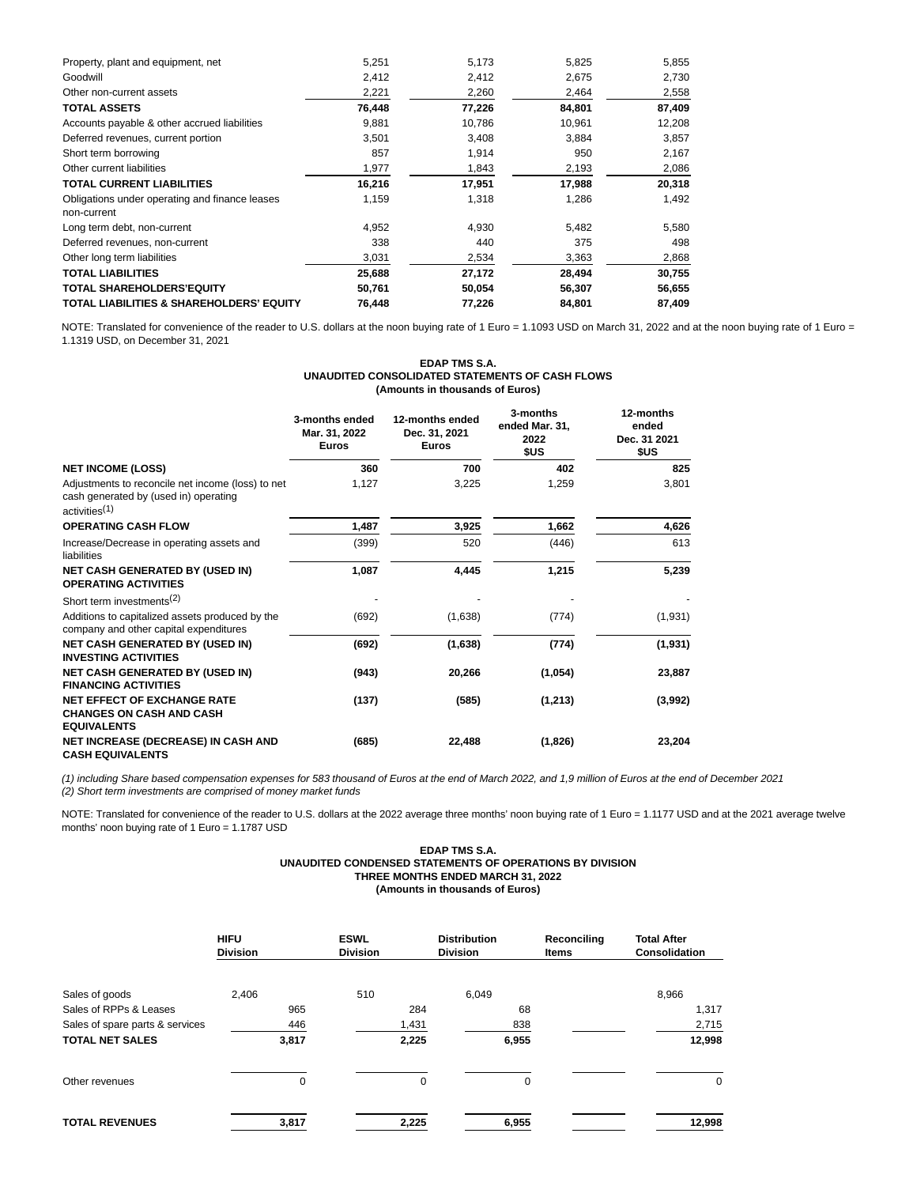| | | | | |
|---|---|---|---|---|
| Property, plant and equipment, net | 5,251 | 5,173 | 5,825 | 5,855 |
| Goodwill | 2,412 | 2,412 | 2,675 | 2,730 |
| Other non-current assets | 2,221 | 2,260 | 2,464 | 2,558 |
| **TOTAL ASSETS** | **76,448** | **77,226** | **84,801** | **87,409** |
| Accounts payable & other accrued liabilities | 9,881 | 10,786 | 10,961 | 12,208 |
| Deferred revenues, current portion | 3,501 | 3,408 | 3,884 | 3,857 |
| Short term borrowing | 857 | 1,914 | 950 | 2,167 |
| Other current liabilities | 1,977 | 1,843 | 2,193 | 2,086 |
| **TOTAL CURRENT LIABILITIES** | **16,216** | **17,951** | **17,988** | **20,318** |
| Obligations under operating and finance leases non-current | 1,159 | 1,318 | 1,286 | 1,492 |
| Long term debt, non-current | 4,952 | 4,930 | 5,482 | 5,580 |
| Deferred revenues, non-current | 338 | 440 | 375 | 498 |
| Other long term liabilities | 3,031 | 2,534 | 3,363 | 2,868 |
| **TOTAL LIABILITIES** | **25,688** | **27,172** | **28,494** | **30,755** |
| **TOTAL SHAREHOLDERS'EQUITY** | **50,761** | **50,054** | **56,307** | **56,655** |
| **TOTAL LIABILITIES & SHAREHOLDERS' EQUITY** | **76,448** | **77,226** | **84,801** | **87,409** |

NOTE: Translated for convenience of the reader to U.S. dollars at the noon buying rate of 1 Euro = 1.1093 USD on March 31, 2022 and at the noon buying rate of 1 Euro = 1.1319 USD, on December 31, 2021

**EDAP TMS S.A.**
**UNAUDITED CONSOLIDATED STATEMENTS OF CASH FLOWS**
**(Amounts in thousands of Euros)**

| | 3-months ended Mar. 31, 2022 Euros | 12-months ended Dec. 31, 2021 Euros | 3-months ended Mar. 31, 2022 $US | 12-months ended Dec. 31 2021 $US |
|---|---|---|---|---|
| **NET INCOME (LOSS)** | **360** | **700** | **402** | **825** |
| Adjustments to reconcile net income (loss) to net cash generated by (used in) operating activities(1) | 1,127 | 3,225 | 1,259 | 3,801 |
| **OPERATING CASH FLOW** | **1,487** | **3,925** | **1,662** | **4,626** |
| Increase/Decrease in operating assets and liabilities | (399) | 520 | (446) | 613 |
| **NET CASH GENERATED BY (USED IN) OPERATING ACTIVITIES** | **1,087** | **4,445** | **1,215** | **5,239** |
| Short term investments(2) | - | - | - | - |
| Additions to capitalized assets produced by the company and other capital expenditures | (692) | (1,638) | (774) | (1,931) |
| **NET CASH GENERATED BY (USED IN) INVESTING ACTIVITIES** | **(692)** | **(1,638)** | **(774)** | **(1,931)** |
| **NET CASH GENERATED BY (USED IN) FINANCING ACTIVITIES** | **(943)** | **20,266** | **(1,054)** | **23,887** |
| **NET EFFECT OF EXCHANGE RATE CHANGES ON CASH AND CASH EQUIVALENTS** | **(137)** | **(585)** | **(1,213)** | **(3,992)** |
| **NET INCREASE (DECREASE) IN CASH AND CASH EQUIVALENTS** | **(685)** | **22,488** | **(1,826)** | **23,204** |

*(1) including Share based compensation expenses for 583 thousand of Euros at the end of March 2022, and 1,9 million of Euros at the end of December 2021*
*(2) Short term investments are comprised of money market funds*

NOTE: Translated for convenience of the reader to U.S. dollars at the 2022 average three months' noon buying rate of 1 Euro = 1.1177 USD and at the 2021 average twelve months' noon buying rate of 1 Euro = 1.1787 USD

**EDAP TMS S.A.**
**UNAUDITED CONDENSED STATEMENTS OF OPERATIONS BY DIVISION**
**THREE MONTHS ENDED MARCH 31, 2022**
**(Amounts in thousands of Euros)**

| | HIFU Division | ESWL Division | Distribution Division | Reconciling Items | Total After Consolidation |
|---|---|---|---|---|---|
| Sales of goods | 2,406 | 510 | 6,049 | | 8,966 |
| Sales of RPPs & Leases | 965 | 284 | 68 | | 1,317 |
| Sales of spare parts & services | 446 | 1,431 | 838 | | 2,715 |
| **TOTAL NET SALES** | **3,817** | **2,225** | **6,955** | | **12,998** |
| Other revenues | 0 | 0 | 0 | | 0 |
| **TOTAL REVENUES** | **3,817** | **2,225** | **6,955** | | **12,998** |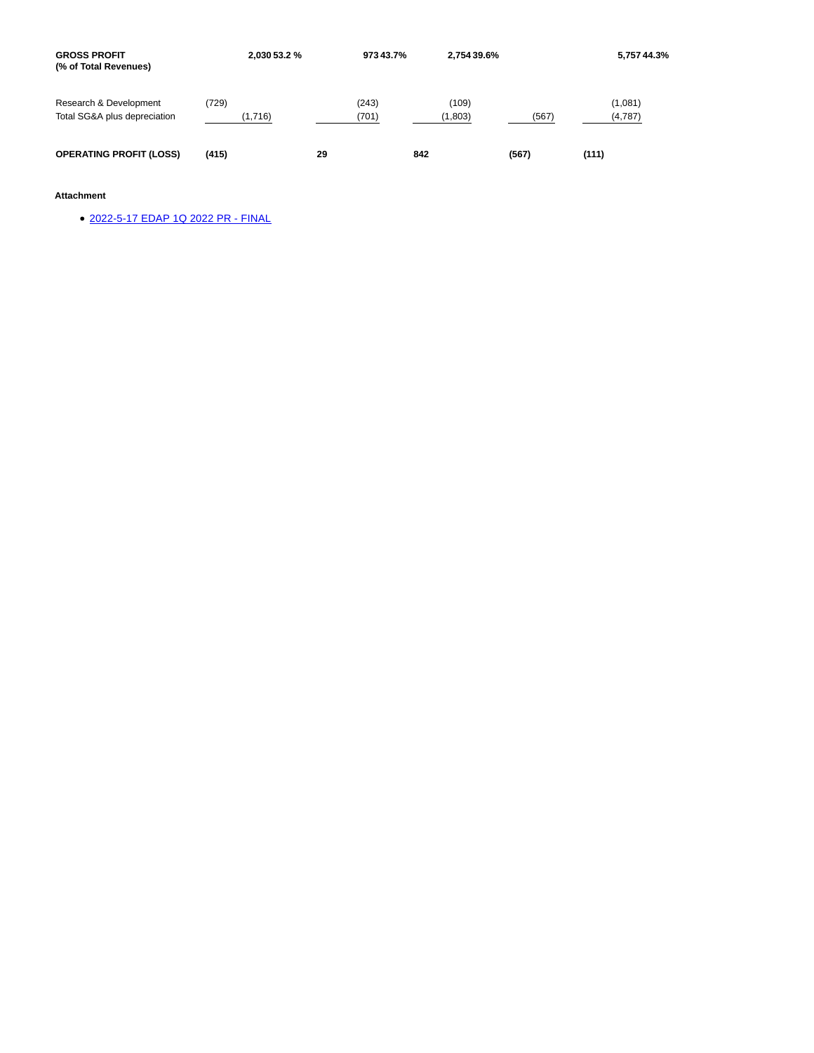| | | | | | | | | | |
|---|---|---|---|---|---|---|---|---|---|
| **GROSS PROFIT (% of Total Revenues)** | | **2,030** | **53.2 %** | **973** | **43.7%** | **2,754** | **39.6%** | | **5,757** | **44.3%** |
| Research & Development | (729) | | | (243) | | (109) | | | (1,081) | |
| Total SG&A plus depreciation | | (1,716) | | (701) | | (1,803) | | (567) | (4,787) | |
| **OPERATING PROFIT (LOSS)** | **(415)** | | | **29** | | **842** | | **(567)** | **(111)** | |

**Attachment**

- 2022-5-17 EDAP 1Q 2022 PR - FINAL